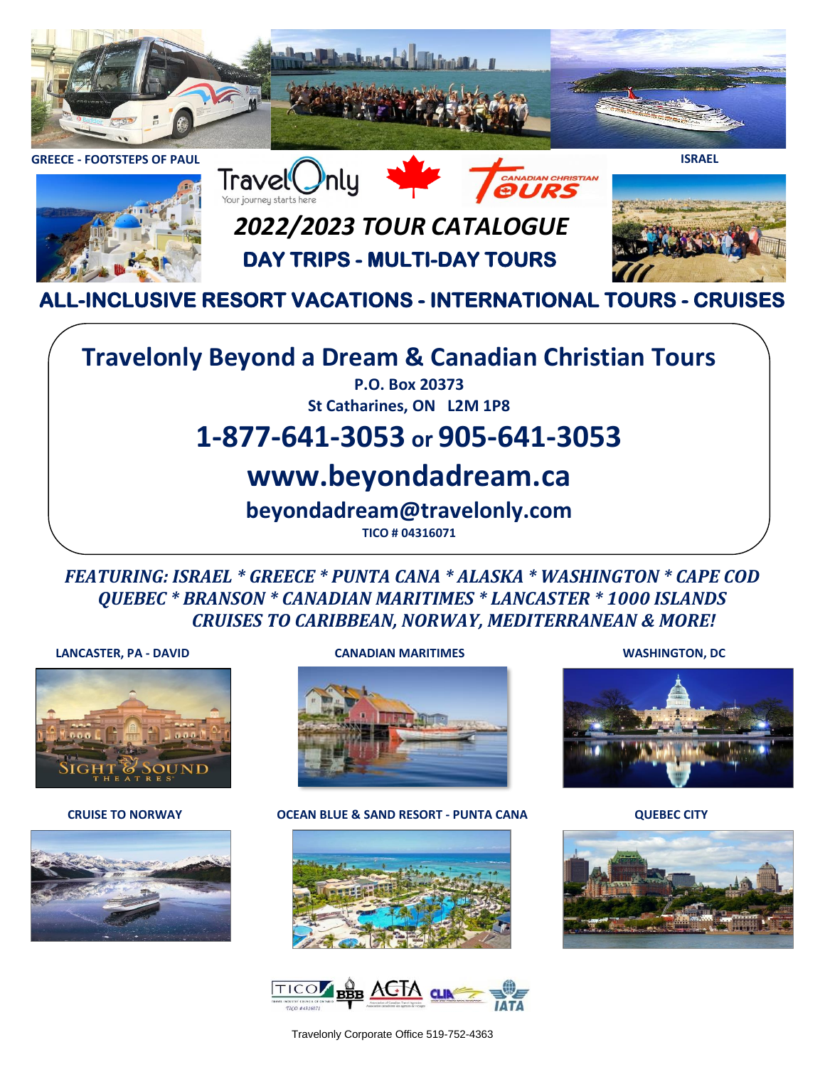GREECE - FOOTSTEPS OF PAUL

ISRAEL

# 2022/2023 TOUR CATALOGUE

## DAY TRIPS - MULTI-DAY TOURS

## ALL-INCLUSIVE RESORT VACATIONS - INTERNATIONAL TOURS - CRUISES

# Travelonly Beyond a Dream & Canadian Christian Tours

**P.O. Box 20373**

**St Catharines, ON L2M 1P8**

# 1-877-641-3053 or 905-641-3053

# www.beyondadream.ca

## beyondadream@travelonly.com

**TICO # 04316071**

***FEATURING: ISRAEL * GREECE * PUNTA CANA * ALASKA * WASHINGTON * CAPE COD QUEBEC * BRANSON * CANADIAN MARITIMES * LANCASTER * 1000 ISLANDS CRUISES TO CARIBBEAN, NORWAY, MEDITERRANEAN & MORE!***

LANCASTER, PA - DAVID

CANADIAN MARITIMES

WASHINGTON, DC

CRUISE TO NORWAY

OCEAN BLUE & SAND RESORT - PUNTA CANA

QUEBEC CITY

Travelonly Corporate Office 519-752-4363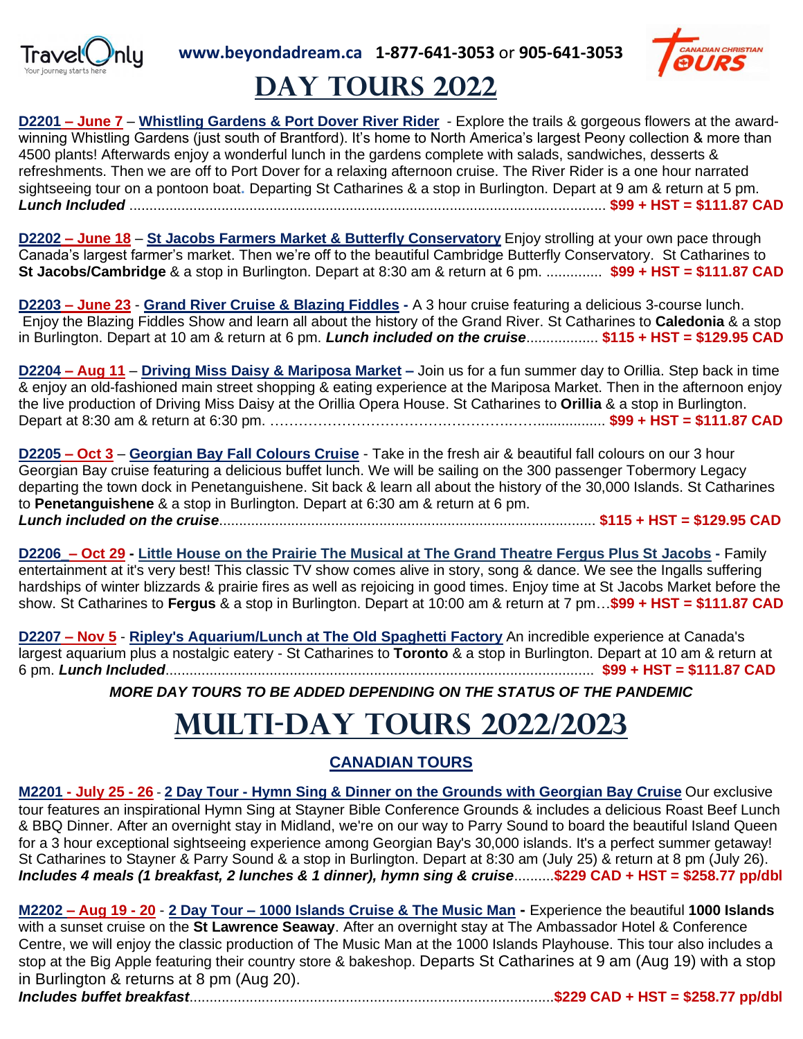**www.beyondadream.ca** **1-877-641-3053** or **905-641-3053**

# DAY TOURS 2022

**D2201 – June 7** – **Whistling Gardens & Port Dover River Rider** - Explore the trails & gorgeous flowers at the award-winning Whistling Gardens (just south of Brantford). It's home to North America's largest Peony collection & more than 4500 plants! Afterwards enjoy a wonderful lunch in the gardens complete with salads, sandwiches, desserts & refreshments. Then we are off to Port Dover for a relaxing afternoon cruise. The River Rider is a one hour narrated sightseeing tour on a pontoon boat. Departing St Catharines & a stop in Burlington. Depart at 9 am & return at 5 pm. ***Lunch Included*** ........................................................................................................................ **$99 + HST = $111.87 CAD**

**D2202 – June 18** – **St Jacobs Farmers Market & Butterfly Conservatory** Enjoy strolling at your own pace through Canada's largest farmer's market. Then we're off to the beautiful Cambridge Butterfly Conservatory. St Catharines to **St Jacobs/Cambridge** & a stop in Burlington. Depart at 8:30 am & return at 6 pm. .............. **$99 + HST = $111.87 CAD**

**D2203 – June 23** - **Grand River Cruise & Blazing Fiddles** - A 3 hour cruise featuring a delicious 3-course lunch. Enjoy the Blazing Fiddles Show and learn all about the history of the Grand River. St Catharines to **Caledonia** & a stop in Burlington. Depart at 10 am & return at 6 pm. ***Lunch included on the cruise*** .................. **$115 + HST = $129.95 CAD**

**D2204 – Aug 11** – **Driving Miss Daisy & Mariposa Market** – Join us for a fun summer day to Orillia. Step back in time & enjoy an old-fashioned main street shopping & eating experience at the Mariposa Market. Then in the afternoon enjoy the live production of Driving Miss Daisy at the Orillia Opera House. St Catharines to **Orillia** & a stop in Burlington. Depart at 8:30 am & return at 6:30 pm. ………………………………………………….................. **$99 + HST = $111.87 CAD**

**D2205 – Oct 3** – **Georgian Bay Fall Colours Cruise** - Take in the fresh air & beautiful fall colours on our 3 hour Georgian Bay cruise featuring a delicious buffet lunch. We will be sailing on the 300 passenger Tobermory Legacy departing the town dock in Penetanguishene. Sit back & learn all about the history of the 30,000 Islands. St Catharines to **Penetanguishene** & a stop in Burlington. Depart at 6:30 am & return at 6 pm. ***Lunch included on the cruise*** .............................................................................................. **$115 + HST = $129.95 CAD**

**D2206 – Oct 29** - **Little House on the Prairie The Musical at The Grand Theatre Fergus Plus St Jacobs** - Family entertainment at it's very best! This classic TV show comes alive in story, song & dance. We see the Ingalls suffering hardships of winter blizzards & prairie fires as well as rejoicing in good times. Enjoy time at St Jacobs Market before the show. St Catharines to **Fergus** & a stop in Burlington. Depart at 10:00 am & return at 7 pm…**$99 + HST = $111.87 CAD**

**D2207 – Nov 5** - **Ripley's Aquarium/Lunch at The Old Spaghetti Factory** An incredible experience at Canada's largest aquarium plus a nostalgic eatery - St Catharines to **Toronto** & a stop in Burlington. Depart at 10 am & return at 6 pm. ***Lunch Included*** .......................................................................................................... **$99 + HST = $111.87 CAD**

***MORE DAY TOURS TO BE ADDED DEPENDING ON THE STATUS OF THE PANDEMIC***

# MULTI-DAY TOURS 2022/2023

## CANADIAN TOURS

**M2201 - July 25 - 26** - **2 Day Tour - Hymn Sing & Dinner on the Grounds with Georgian Bay Cruise** Our exclusive tour features an inspirational Hymn Sing at Stayner Bible Conference Grounds & includes a delicious Roast Beef Lunch & BBQ Dinner. After an overnight stay in Midland, we're on our way to Parry Sound to board the beautiful Island Queen for a 3 hour exceptional sightseeing experience among Georgian Bay's 30,000 islands. It's a perfect summer getaway! St Catharines to Stayner & Parry Sound & a stop in Burlington. Depart at 8:30 am (July 25) & return at 8 pm (July 26). ***Includes 4 meals (1 breakfast, 2 lunches & 1 dinner), hymn sing & cruise***..........**$229 CAD + HST = $258.77 pp/dbl**

**M2202 – Aug 19 - 20** - **2 Day Tour – 1000 Islands Cruise & The Music Man** - Experience the beautiful **1000 Islands** with a sunset cruise on the **St Lawrence Seaway**. After an overnight stay at The Ambassador Hotel & Conference Centre, we will enjoy the classic production of The Music Man at the 1000 Islands Playhouse. This tour also includes a stop at the Big Apple featuring their country store & bakeshop. Departs St Catharines at 9 am (Aug 19) with a stop in Burlington & returns at 8 pm (Aug 20). ***Includes buffet breakfast***..........................................................................................**$229 CAD + HST = $258.77 pp/dbl**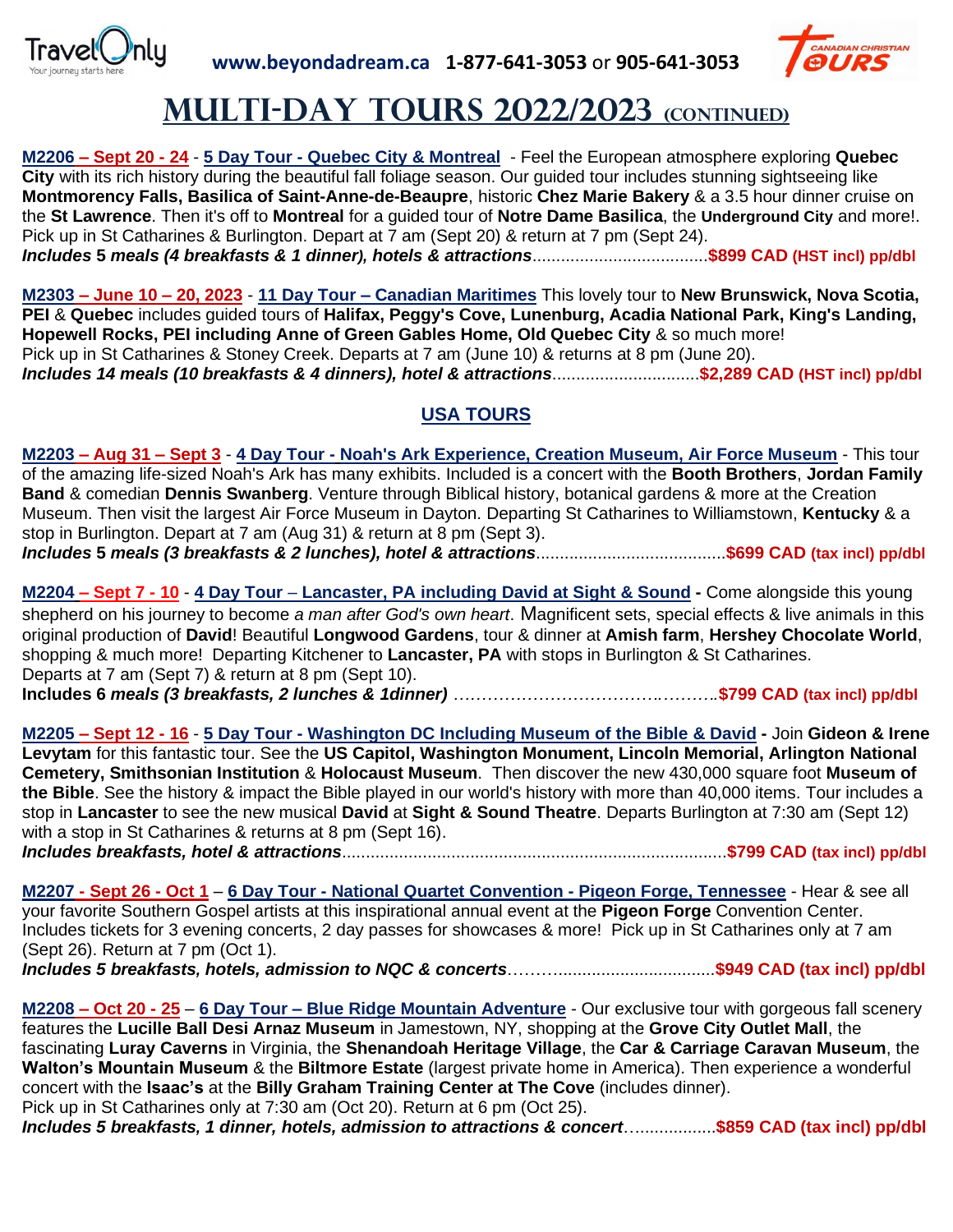TravelOnly — Your journey starts here | www.beyondadream.ca 1-877-641-3053 or 905-641-3053 | Canadian Christian Tours

# MULTI-DAY TOURS 2022/2023 (CONTINUED)

**M2206 – Sept 20 - 24** - **5 Day Tour - Quebec City & Montreal** - Feel the European atmosphere exploring **Quebec City** with its rich history during the beautiful fall foliage season. Our guided tour includes stunning sightseeing like **Montmorency Falls, Basilica of Saint-Anne-de-Beaupre**, historic **Chez Marie Bakery** & a 3.5 hour dinner cruise on the **St Lawrence**. Then it's off to **Montreal** for a guided tour of **Notre Dame Basilica**, the **Underground City** and more!. Pick up in St Catharines & Burlington. Depart at 7 am (Sept 20) & return at 7 pm (Sept 24).
***Includes 5 meals (4 breakfasts & 1 dinner), hotels & attractions*.....................................$899 CAD (HST incl) pp/dbl**

**M2303 – June 10 – 20, 2023** - **11 Day Tour – Canadian Maritimes** This lovely tour to **New Brunswick, Nova Scotia, PEI** & **Quebec** includes guided tours of **Halifax, Peggy's Cove, Lunenburg, Acadia National Park, King's Landing, Hopewell Rocks, PEI including Anne of Green Gables Home, Old Quebec City** & so much more!
Pick up in St Catharines & Stoney Creek. Departs at 7 am (June 10) & returns at 8 pm (June 20).
***Includes 14 meals (10 breakfasts & 4 dinners), hotel & attractions*...............................$2,289 CAD (HST incl) pp/dbl**

## USA TOURS

**M2203 – Aug 31 – Sept 3** - **4 Day Tour - Noah's Ark Experience, Creation Museum, Air Force Museum** - This tour of the amazing life-sized Noah's Ark has many exhibits. Included is a concert with the **Booth Brothers**, **Jordan Family Band** & comedian **Dennis Swanberg**. Venture through Biblical history, botanical gardens & more at the Creation Museum. Then visit the largest Air Force Museum in Dayton. Departing St Catharines to Williamstown, **Kentucky** & a stop in Burlington. Depart at 7 am (Aug 31) & return at 8 pm (Sept 3).
***Includes 5 meals (3 breakfasts & 2 lunches), hotel & attractions*........................................$699 CAD (tax incl) pp/dbl**

**M2204 – Sept 7 - 10** - **4 Day Tour – Lancaster, PA including David at Sight & Sound** - Come alongside this young shepherd on his journey to become *a man after God's own heart*. Magnificent sets, special effects & live animals in this original production of **David**! Beautiful **Longwood Gardens**, tour & dinner at **Amish farm**, **Hershey Chocolate World**, shopping & much more! Departing Kitchener to **Lancaster, PA** with stops in Burlington & St Catharines.
Departs at 7 am (Sept 7) & return at 8 pm (Sept 10).
**Includes 6 *meals (3 breakfasts, 2 lunches & 1dinner)* ……………………………….……….$799 CAD (tax incl) pp/dbl**

**M2205 – Sept 12 - 16** - **5 Day Tour - Washington DC Including Museum of the Bible & David** - Join **Gideon & Irene Levytam** for this fantastic tour. See the **US Capitol, Washington Monument, Lincoln Memorial, Arlington National Cemetery, Smithsonian Institution** & **Holocaust Museum**. Then discover the new 430,000 square foot **Museum of the Bible**. See the history & impact the Bible played in our world's history with more than 40,000 items. Tour includes a stop in **Lancaster** to see the new musical **David** at **Sight & Sound Theatre**. Departs Burlington at 7:30 am (Sept 12) with a stop in St Catharines & returns at 8 pm (Sept 16).
***Includes breakfasts, hotel & attractions*..................................................................................$799 CAD (tax incl) pp/dbl**

**M2207 - Sept 26 - Oct 1** – **6 Day Tour - National Quartet Convention - Pigeon Forge, Tennessee** - Hear & see all your favorite Southern Gospel artists at this inspirational annual event at the **Pigeon Forge** Convention Center. Includes tickets for 3 evening concerts, 2 day passes for showcases & more! Pick up in St Catharines only at 7 am (Sept 26). Return at 7 pm (Oct 1).
***Includes 5 breakfasts, hotels, admission to NQC & concerts*………..................................$949 CAD (tax incl) pp/dbl**

**M2208 – Oct 20 - 25** – **6 Day Tour – Blue Ridge Mountain Adventure** - Our exclusive tour with gorgeous fall scenery features the **Lucille Ball Desi Arnaz Museum** in Jamestown, NY, shopping at the **Grove City Outlet Mall**, the fascinating **Luray Caverns** in Virginia, the **Shenandoah Heritage Village**, the **Car & Carriage Caravan Museum**, the **Walton's Mountain Museum** & the **Biltmore Estate** (largest private home in America). Then experience a wonderful concert with the **Isaac's** at the **Billy Graham Training Center at The Cove** (includes dinner).
Pick up in St Catharines only at 7:30 am (Oct 20). Return at 6 pm (Oct 25).
***Includes 5 breakfasts, 1 dinner, hotels, admission to attractions & concert*…..................$859 CAD (tax incl) pp/dbl**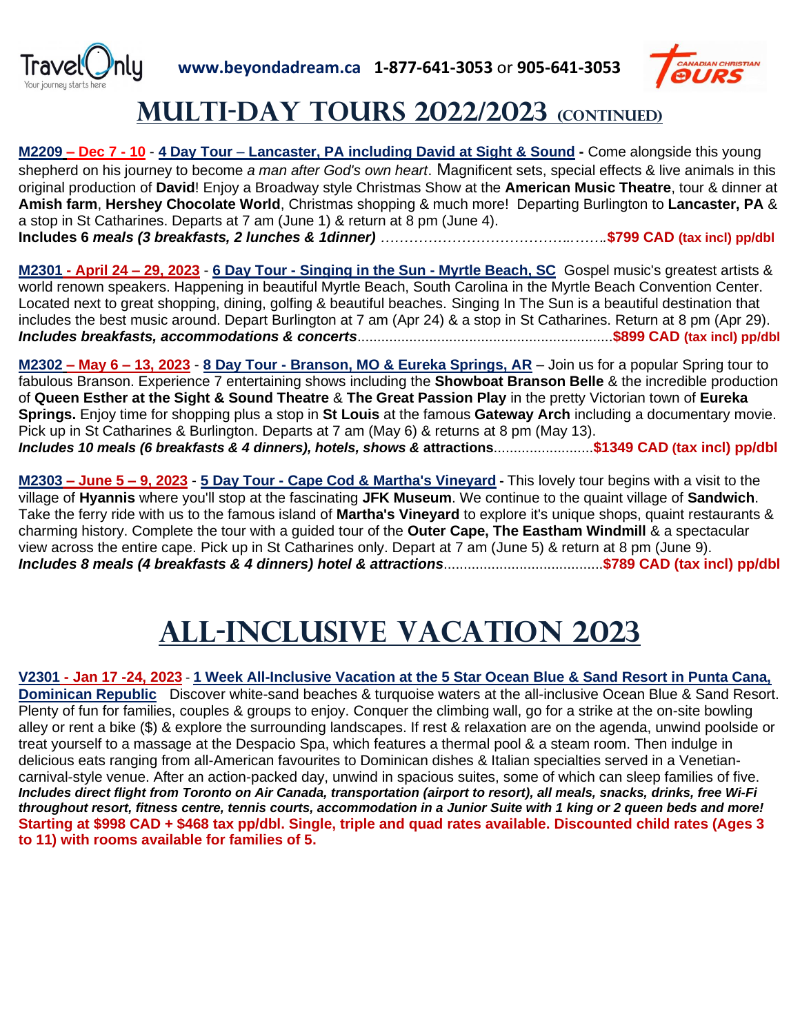Travel Only — Your journey starts here **www.beyondadream.ca** **1-877-641-3053** or **905-641-3053** CANADIAN CHRISTIAN TOURS

# MULTI-DAY TOURS 2022/2023 (CONTINUED)

**M2209 – Dec 7 - 10** - **4 Day Tour – Lancaster, PA including David at Sight & Sound -** Come alongside this young shepherd on his journey to become *a man after God's own heart*. Magnificent sets, special effects & live animals in this original production of **David**! Enjoy a Broadway style Christmas Show at the **American Music Theatre**, tour & dinner at **Amish farm**, **Hershey Chocolate World**, Christmas shopping & much more! Departing Burlington to **Lancaster, PA** & a stop in St Catharines. Departs at 7 am (June 1) & return at 8 pm (June 4).
**Includes 6** ***meals (3 breakfasts, 2 lunches & 1dinner)*** ……………………………………..……..**$799 CAD (tax incl) pp/dbl**

**M2301 - April 24 – 29, 2023** - **6 Day Tour - Singing in the Sun - Myrtle Beach, SC** Gospel music's greatest artists & world renown speakers. Happening in beautiful Myrtle Beach, South Carolina in the Myrtle Beach Convention Center. Located next to great shopping, dining, golfing & beautiful beaches. Singing In The Sun is a beautiful destination that includes the best music around. Depart Burlington at 7 am (Apr 24) & a stop in St Catharines. Return at 8 pm (Apr 29).
***Includes breakfasts, accommodations & concerts***................................................................**$899 CAD (tax incl) pp/dbl**

**M2302 – May 6 – 13, 2023** - **8 Day Tour - Branson, MO & Eureka Springs, AR** – Join us for a popular Spring tour to fabulous Branson. Experience 7 entertaining shows including the **Showboat Branson Belle** & the incredible production of **Queen Esther at the Sight & Sound Theatre** & **The Great Passion Play** in the pretty Victorian town of **Eureka Springs.** Enjoy time for shopping plus a stop in **St Louis** at the famous **Gateway Arch** including a documentary movie. Pick up in St Catharines & Burlington. Departs at 7 am (May 6) & returns at 8 pm (May 13).
***Includes 10 meals (6 breakfasts & 4 dinners), hotels, shows &*** **attractions**.........................**$1349 CAD (tax incl) pp/dbl**

**M2303 – June 5 – 9, 2023** - **5 Day Tour - Cape Cod & Martha's Vineyard -** This lovely tour begins with a visit to the village of **Hyannis** where you'll stop at the fascinating **JFK Museum**. We continue to the quaint village of **Sandwich**. Take the ferry ride with us to the famous island of **Martha's Vineyard** to explore it's unique shops, quaint restaurants & charming history. Complete the tour with a guided tour of the **Outer Cape, The Eastham Windmill** & a spectacular view across the entire cape. Pick up in St Catharines only. Depart at 7 am (June 5) & return at 8 pm (June 9).
***Includes 8 meals (4 breakfasts & 4 dinners) hotel & attractions***.......................................**$789 CAD (tax incl) pp/dbl**

# ALL-INCLUSIVE VACATION 2023

**V2301 - Jan 17 -24, 2023** - **1 Week All-Inclusive Vacation at the 5 Star Ocean Blue & Sand Resort in Punta Cana, Dominican Republic** Discover white-sand beaches & turquoise waters at the all-inclusive Ocean Blue & Sand Resort. Plenty of fun for families, couples & groups to enjoy. Conquer the climbing wall, go for a strike at the on-site bowling alley or rent a bike ($) & explore the surrounding landscapes. If rest & relaxation are on the agenda, unwind poolside or treat yourself to a massage at the Despacio Spa, which features a thermal pool & a steam room. Then indulge in delicious eats ranging from all-American favourites to Dominican dishes & Italian specialties served in a Venetian-carnival-style venue. After an action-packed day, unwind in spacious suites, some of which can sleep families of five.
***Includes direct flight from Toronto on Air Canada, transportation (airport to resort), all meals, snacks, drinks, free Wi-Fi throughout resort, fitness centre, tennis courts, accommodation in a Junior Suite with 1 king or 2 queen beds and more!***
**Starting at $998 CAD + $468 tax pp/dbl. Single, triple and quad rates available. Discounted child rates (Ages 3 to 11) with rooms available for families of 5.**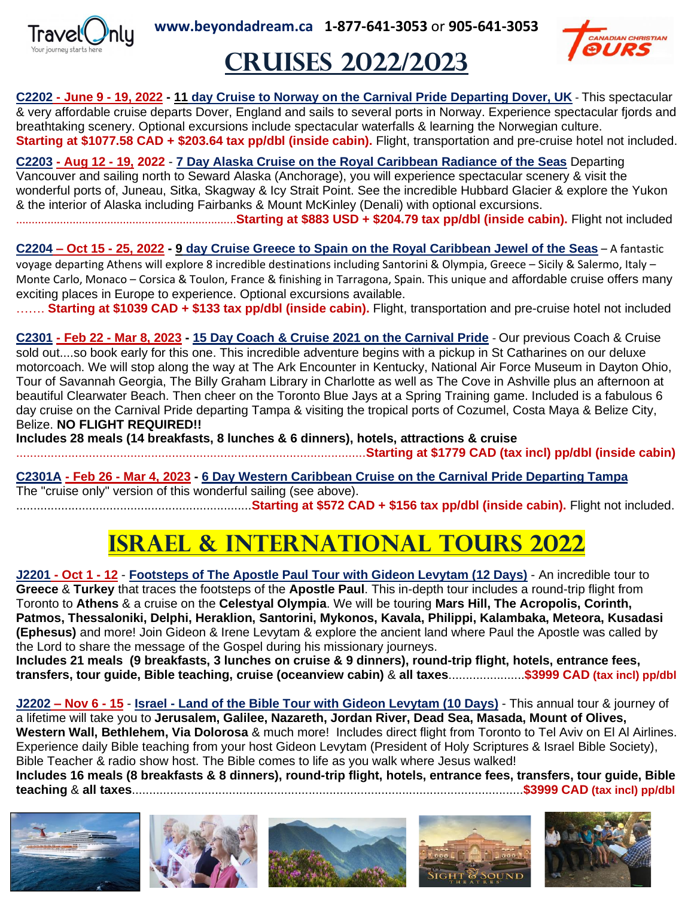TravelOnly
Your journey starts here

**www.beyondadream.ca 1-877-641-3053** or **905-641-3053**

CANADIAN CHRISTIAN TOURS

# CRUISES 2022/2023

**C2202 - June 9 - 19, 2022 - 11 day Cruise to Norway on the Carnival Pride Departing Dover, UK** - This spectacular & very affordable cruise departs Dover, England and sails to several ports in Norway. Experience spectacular fjords and breathtaking scenery. Optional excursions include spectacular waterfalls & learning the Norwegian culture.
**Starting at $1077.58 CAD + $203.64 tax pp/dbl (inside cabin).** Flight, transportation and pre-cruise hotel not included.

**C2203 - Aug 12 - 19, 2022 - 7 Day Alaska Cruise on the Royal Caribbean Radiance of the Seas** Departing Vancouver and sailing north to Seward Alaska (Anchorage), you will experience spectacular scenery & visit the wonderful ports of, Juneau, Sitka, Skagway & Icy Strait Point. See the incredible Hubbard Glacier & explore the Yukon & the interior of Alaska including Fairbanks & Mount McKinley (Denali) with optional excursions.
......................................................................**Starting at $883 USD + $204.79 tax pp/dbl (inside cabin).** Flight not included

**C2204 – Oct 15 - 25, 2022 - 9 day Cruise Greece to Spain on the Royal Caribbean Jewel of the Seas** – A fantastic voyage departing Athens will explore 8 incredible destinations including Santorini & Olympia, Greece – Sicily & Salermo, Italy – Monte Carlo, Monaco – Corsica & Toulon, France & finishing in Tarragona, Spain. This unique and affordable cruise offers many exciting places in Europe to experience. Optional excursions available.
……. **Starting at $1039 CAD + $133 tax pp/dbl (inside cabin).** Flight, transportation and pre-cruise hotel not included

**C2301 - Feb 22 - Mar 8, 2023 - 15 Day Coach & Cruise 2021 on the Carnival Pride** - Our previous Coach & Cruise sold out....so book early for this one. This incredible adventure begins with a pickup in St Catharines on our deluxe motorcoach. We will stop along the way at The Ark Encounter in Kentucky, National Air Force Museum in Dayton Ohio, Tour of Savannah Georgia, The Billy Graham Library in Charlotte as well as The Cove in Ashville plus an afternoon at beautiful Clearwater Beach. Then cheer on the Toronto Blue Jays at a Spring Training game. Included is a fabulous 6 day cruise on the Carnival Pride departing Tampa & visiting the tropical ports of Cozumel, Costa Maya & Belize City, Belize. **NO FLIGHT REQUIRED!!**
**Includes 28 meals (14 breakfasts, 8 lunches & 6 dinners), hotels, attractions & cruise**
.....................................................................................................**Starting at $1779 CAD (tax incl) pp/dbl (inside cabin)**

**C2301A - Feb 26 - Mar 4, 2023 - 6 Day Western Caribbean Cruise on the Carnival Pride Departing Tampa**
The "cruise only" version of this wonderful sailing (see above).
....................................................................**Starting at $572 CAD + $156 tax pp/dbl (inside cabin).** Flight not included.

# ISRAEL & INTERNATIONAL TOURS 2022

**J2201 - Oct 1 - 12 - Footsteps of The Apostle Paul Tour with Gideon Levytam (12 Days)** - An incredible tour to **Greece** & **Turkey** that traces the footsteps of the **Apostle Paul**. This in-depth tour includes a round-trip flight from Toronto to **Athens** & a cruise on the **Celestyal Olympia**. We will be touring **Mars Hill, The Acropolis, Corinth, Patmos, Thessaloniki, Delphi, Heraklion, Santorini, Mykonos, Kavala, Philippi, Kalambaka, Meteora, Kusadasi (Ephesus)** and more! Join Gideon & Irene Levytam & explore the ancient land where Paul the Apostle was called by the Lord to share the message of the Gospel during his missionary journeys.
**Includes 21 meals (9 breakfasts, 3 lunches on cruise & 9 dinners), round-trip flight, hotels, entrance fees, transfers, tour guide, Bible teaching, cruise (oceanview cabin)** & **all taxes**......................**$3999 CAD (tax incl) pp/dbl**

**J2202 – Nov 6 - 15 - Israel - Land of the Bible Tour with Gideon Levytam (10 Days)** - This annual tour & journey of a lifetime will take you to **Jerusalem, Galilee, Nazareth, Jordan River, Dead Sea, Masada, Mount of Olives, Western Wall, Bethlehem, Via Dolorosa** & much more! Includes direct flight from Toronto to Tel Aviv on El Al Airlines. Experience daily Bible teaching from your host Gideon Levytam (President of Holy Scriptures & Israel Bible Society), Bible Teacher & radio show host. The Bible comes to life as you walk where Jesus walked!
**Includes 16 meals (8 breakfasts & 8 dinners), round-trip flight, hotels, entrance fees, transfers, tour guide, Bible teaching** & **all taxes**..................................................................................................................**$3999 CAD (tax incl) pp/dbl**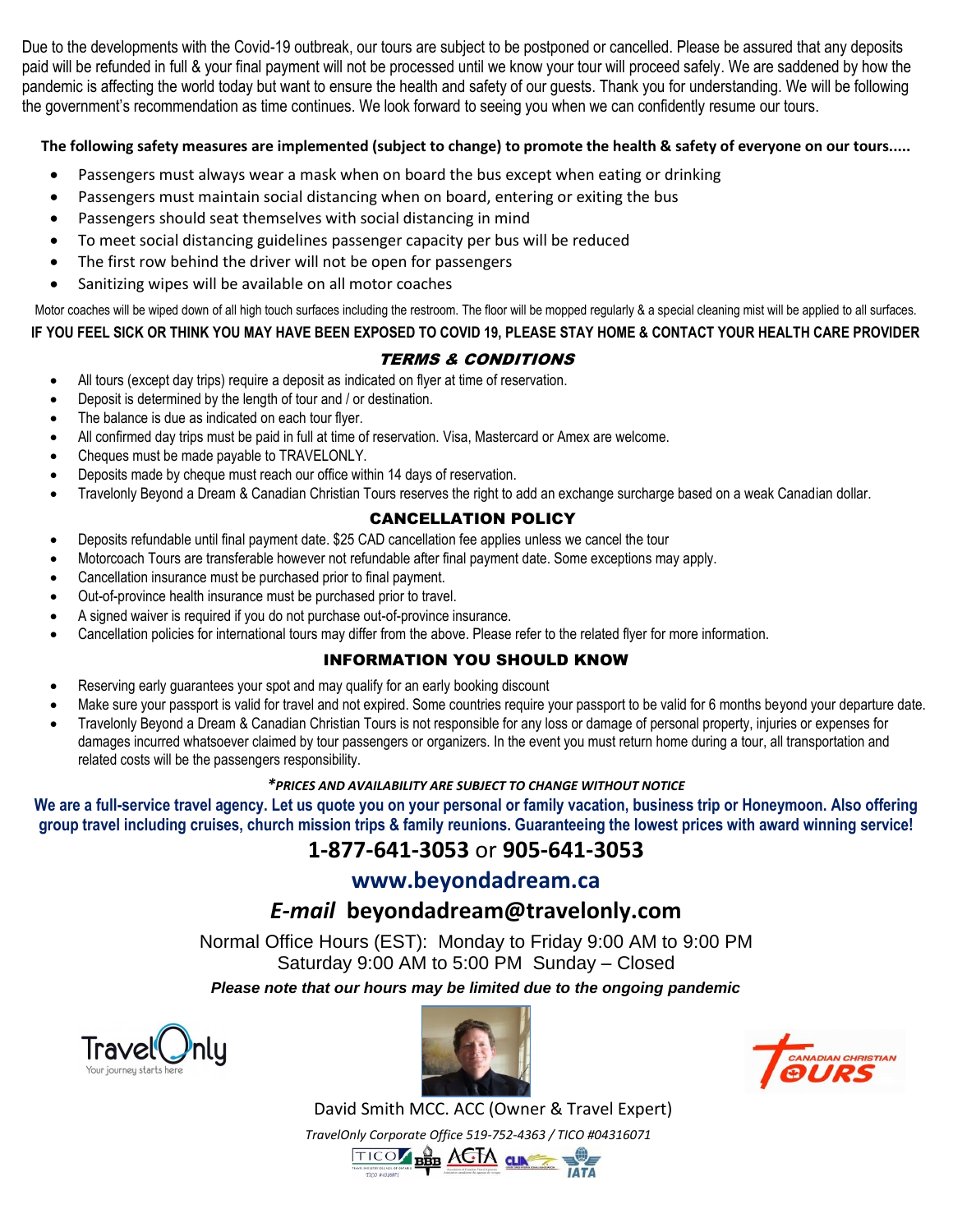Due to the developments with the Covid-19 outbreak, our tours are subject to be postponed or cancelled. Please be assured that any deposits paid will be refunded in full & your final payment will not be processed until we know your tour will proceed safely. We are saddened by how the pandemic is affecting the world today but want to ensure the health and safety of our guests. Thank you for understanding. We will be following the government's recommendation as time continues. We look forward to seeing you when we can confidently resume our tours.

**The following safety measures are implemented (subject to change) to promote the health & safety of everyone on our tours.....**

- Passengers must always wear a mask when on board the bus except when eating or drinking
- Passengers must maintain social distancing when on board, entering or exiting the bus
- Passengers should seat themselves with social distancing in mind
- To meet social distancing guidelines passenger capacity per bus will be reduced
- The first row behind the driver will not be open for passengers
- Sanitizing wipes will be available on all motor coaches

Motor coaches will be wiped down of all high touch surfaces including the restroom. The floor will be mopped regularly & a special cleaning mist will be applied to all surfaces.

**IF YOU FEEL SICK OR THINK YOU MAY HAVE BEEN EXPOSED TO COVID 19, PLEASE STAY HOME & CONTACT YOUR HEALTH CARE PROVIDER**

## *TERMS & CONDITIONS*

- All tours (except day trips) require a deposit as indicated on flyer at time of reservation.
- Deposit is determined by the length of tour and / or destination.
- The balance is due as indicated on each tour flyer.
- All confirmed day trips must be paid in full at time of reservation. Visa, Mastercard or Amex are welcome.
- Cheques must be made payable to TRAVELONLY.
- Deposits made by cheque must reach our office within 14 days of reservation.
- Travelonly Beyond a Dream & Canadian Christian Tours reserves the right to add an exchange surcharge based on a weak Canadian dollar.

## CANCELLATION POLICY

- Deposits refundable until final payment date. $25 CAD cancellation fee applies unless we cancel the tour
- Motorcoach Tours are transferable however not refundable after final payment date. Some exceptions may apply.
- Cancellation insurance must be purchased prior to final payment.
- Out-of-province health insurance must be purchased prior to travel.
- A signed waiver is required if you do not purchase out-of-province insurance.
- Cancellation policies for international tours may differ from the above. Please refer to the related flyer for more information.

## INFORMATION YOU SHOULD KNOW

- Reserving early guarantees your spot and may qualify for an early booking discount
- Make sure your passport is valid for travel and not expired. Some countries require your passport to be valid for 6 months beyond your departure date.
- Travelonly Beyond a Dream & Canadian Christian Tours is not responsible for any loss or damage of personal property, injuries or expenses for damages incurred whatsoever claimed by tour passengers or organizers. In the event you must return home during a tour, all transportation and related costs will be the passengers responsibility.

***PRICES AND AVAILABILITY ARE SUBJECT TO CHANGE WITHOUT NOTICE***

**We are a full-service travel agency. Let us quote you on your personal or family vacation, business trip or Honeymoon. Also offering group travel including cruises, church mission trips & family reunions. Guaranteeing the lowest prices with award winning service!**

**1-877-641-3053** or **905-641-3053**

**www.beyondadream.ca**

***E-mail*** **beyondadream@travelonly.com**

Normal Office Hours (EST): Monday to Friday 9:00 AM to 9:00 PM
Saturday 9:00 AM to 5:00 PM Sunday – Closed

***Please note that our hours may be limited due to the ongoing pandemic***

TravelOnly
Your journey starts here

CANADIAN CHRISTIAN TOURS

David Smith MCC. ACC (Owner & Travel Expert)

*TravelOnly Corporate Office 519-752-4363 / TICO #04316071*

TICO BBB ACTA CLIA IATA